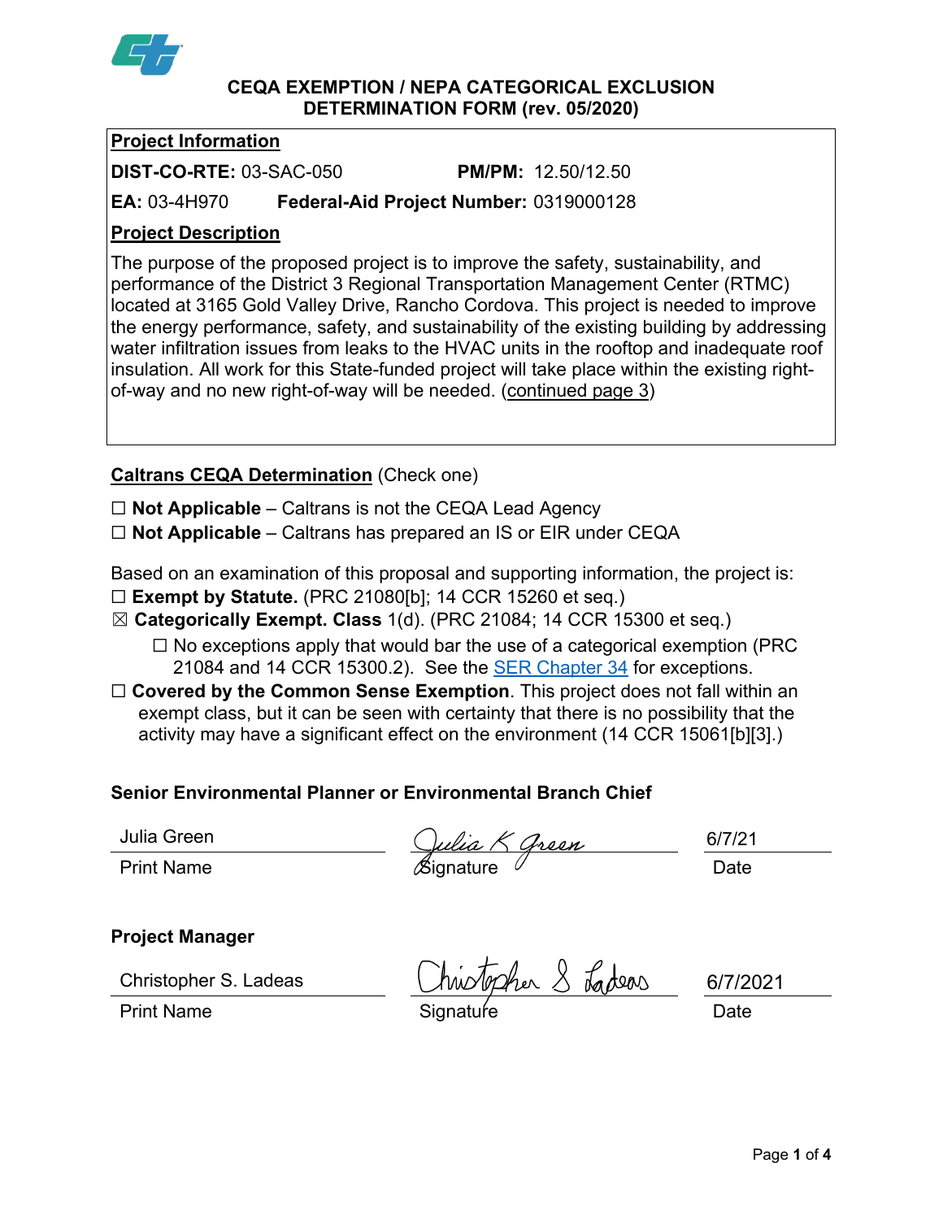# CEQA EXEMPTION / NEPA CATEGORICAL EXCLUSION DETERMINATION FORM (rev. 05/2020)

## Project Information

**DIST-CO-RTE:** 03-SAC-050 **PM/PM:** 12.50/12.50

**EA:** 03-4H970 **Federal-Aid Project Number:** 0319000128

## Project Description

The purpose of the proposed project is to improve the safety, sustainability, and performance of the District 3 Regional Transportation Management Center (RTMC) located at 3165 Gold Valley Drive, Rancho Cordova. This project is needed to improve the energy performance, safety, and sustainability of the existing building by addressing water infiltration issues from leaks to the HVAC units in the rooftop and inadequate roof insulation. All work for this State-funded project will take place within the existing right-of-way and no new right-of-way will be needed. (continued page 3)

## Caltrans CEQA Determination (Check one)

☐ **Not Applicable** – Caltrans is not the CEQA Lead Agency

☐ **Not Applicable** – Caltrans has prepared an IS or EIR under CEQA

Based on an examination of this proposal and supporting information, the project is:

☐ **Exempt by Statute.** (PRC 21080[b]; 14 CCR 15260 et seq.)

☒ **Categorically Exempt. Class** 1(d). (PRC 21084; 14 CCR 15300 et seq.)

- ☐ No exceptions apply that would bar the use of a categorical exemption (PRC 21084 and 14 CCR 15300.2). See the SER Chapter 34 for exceptions.

☐ **Covered by the Common Sense Exemption**. This project does not fall within an exempt class, but it can be seen with certainty that there is no possibility that the activity may have a significant effect on the environment (14 CCR 15061[b][3].)

### Senior Environmental Planner or Environmental Branch Chief

| Print Name | Signature | Date |
|---|---|---|
| Julia Green | Julia K Green | 6/7/21 |

### Project Manager

| Print Name | Signature | Date |
|---|---|---|
| Christopher S. Ladeas | Christopher S Ladeas | 6/7/2021 |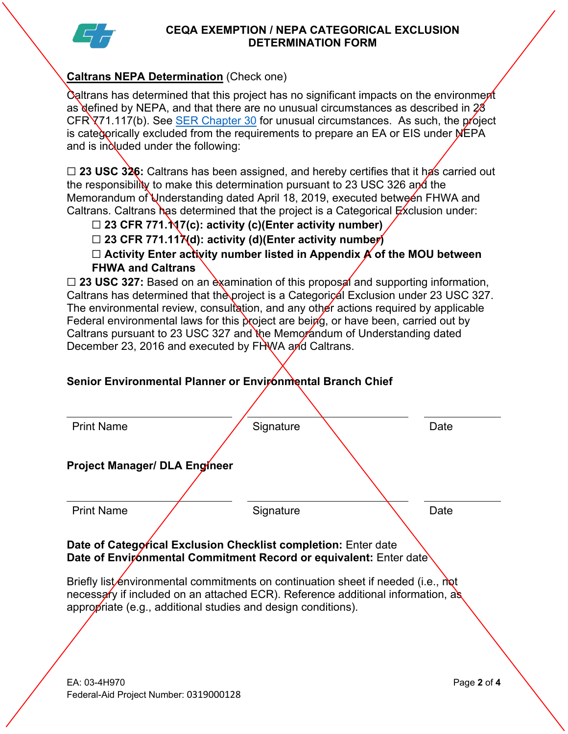# CEQA EXEMPTION / NEPA CATEGORICAL EXCLUSION DETERMINATION FORM

**Caltrans NEPA Determination** (Check one)

Caltrans has determined that this project has no significant impacts on the environment as defined by NEPA, and that there are no unusual circumstances as described in 23 CFR 771.117(b). See SER Chapter 30 for unusual circumstances. As such, the project is categorically excluded from the requirements to prepare an EA or EIS under NEPA and is included under the following:

☐ **23 USC 326:** Caltrans has been assigned, and hereby certifies that it has carried out the responsibility to make this determination pursuant to 23 USC 326 and the Memorandum of Understanding dated April 18, 2019, executed between FHWA and Caltrans. Caltrans has determined that the project is a Categorical Exclusion under:

- ☐ **23 CFR 771.117(c): activity (c)(Enter activity number)**
- ☐ **23 CFR 771.117(d): activity (d)(Enter activity number)**
- ☐ **Activity Enter activity number listed in Appendix A of the MOU between FHWA and Caltrans**

☐ **23 USC 327:** Based on an examination of this proposal and supporting information, Caltrans has determined that the project is a Categorical Exclusion under 23 USC 327. The environmental review, consultation, and any other actions required by applicable Federal environmental laws for this project are being, or have been, carried out by Caltrans pursuant to 23 USC 327 and the Memorandum of Understanding dated December 23, 2016 and executed by FHWA and Caltrans.

**Senior Environmental Planner or Environmental Branch Chief**

| Print Name | Signature | Date |
|---|---|---|

**Project Manager/ DLA Engineer**

| Print Name | Signature | Date |
|---|---|---|

**Date of Categorical Exclusion Checklist completion:** Enter date
**Date of Environmental Commitment Record or equivalent:** Enter date

Briefly list environmental commitments on continuation sheet if needed (i.e., not necessary if included on an attached ECR). Reference additional information, as appropriate (e.g., additional studies and design conditions).

EA: 03-4H970
Federal-Aid Project Number: 0319000128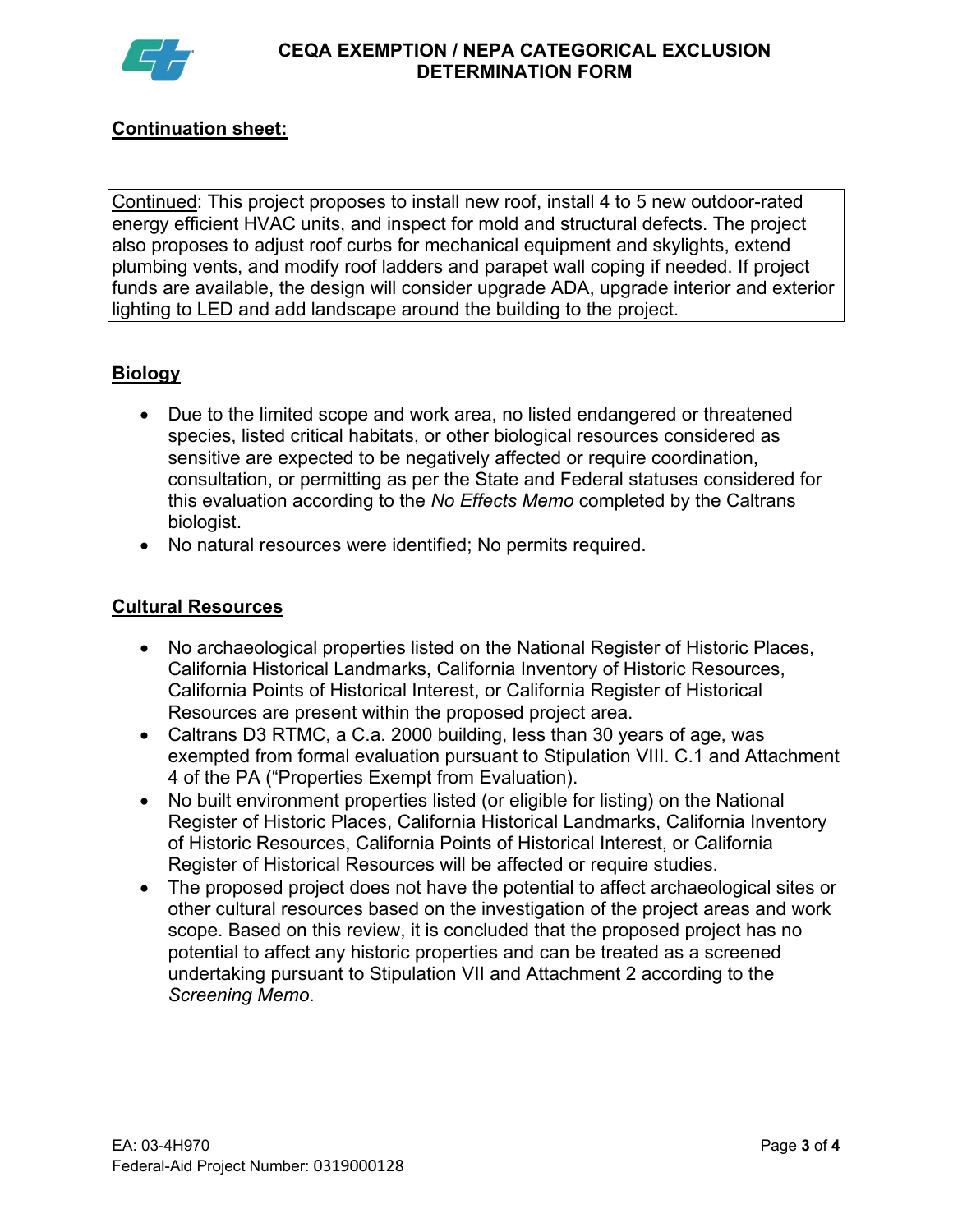**Continuation sheet:**

Continued: This project proposes to install new roof, install 4 to 5 new outdoor-rated energy efficient HVAC units, and inspect for mold and structural defects. The project also proposes to adjust roof curbs for mechanical equipment and skylights, extend plumbing vents, and modify roof ladders and parapet wall coping if needed. If project funds are available, the design will consider upgrade ADA, upgrade interior and exterior lighting to LED and add landscape around the building to the project.

## Biology

- Due to the limited scope and work area, no listed endangered or threatened species, listed critical habitats, or other biological resources considered as sensitive are expected to be negatively affected or require coordination, consultation, or permitting as per the State and Federal statuses considered for this evaluation according to the *No Effects Memo* completed by the Caltrans biologist.
- No natural resources were identified; No permits required.

## Cultural Resources

- No archaeological properties listed on the National Register of Historic Places, California Historical Landmarks, California Inventory of Historic Resources, California Points of Historical Interest, or California Register of Historical Resources are present within the proposed project area.
- Caltrans D3 RTMC, a C.a. 2000 building, less than 30 years of age, was exempted from formal evaluation pursuant to Stipulation VIII. C.1 and Attachment 4 of the PA ("Properties Exempt from Evaluation).
- No built environment properties listed (or eligible for listing) on the National Register of Historic Places, California Historical Landmarks, California Inventory of Historic Resources, California Points of Historical Interest, or California Register of Historical Resources will be affected or require studies.
- The proposed project does not have the potential to affect archaeological sites or other cultural resources based on the investigation of the project areas and work scope. Based on this review, it is concluded that the proposed project has no potential to affect any historic properties and can be treated as a screened undertaking pursuant to Stipulation VII and Attachment 2 according to the *Screening Memo.*

EA: 03-4H970
Federal-Aid Project Number: 0319000128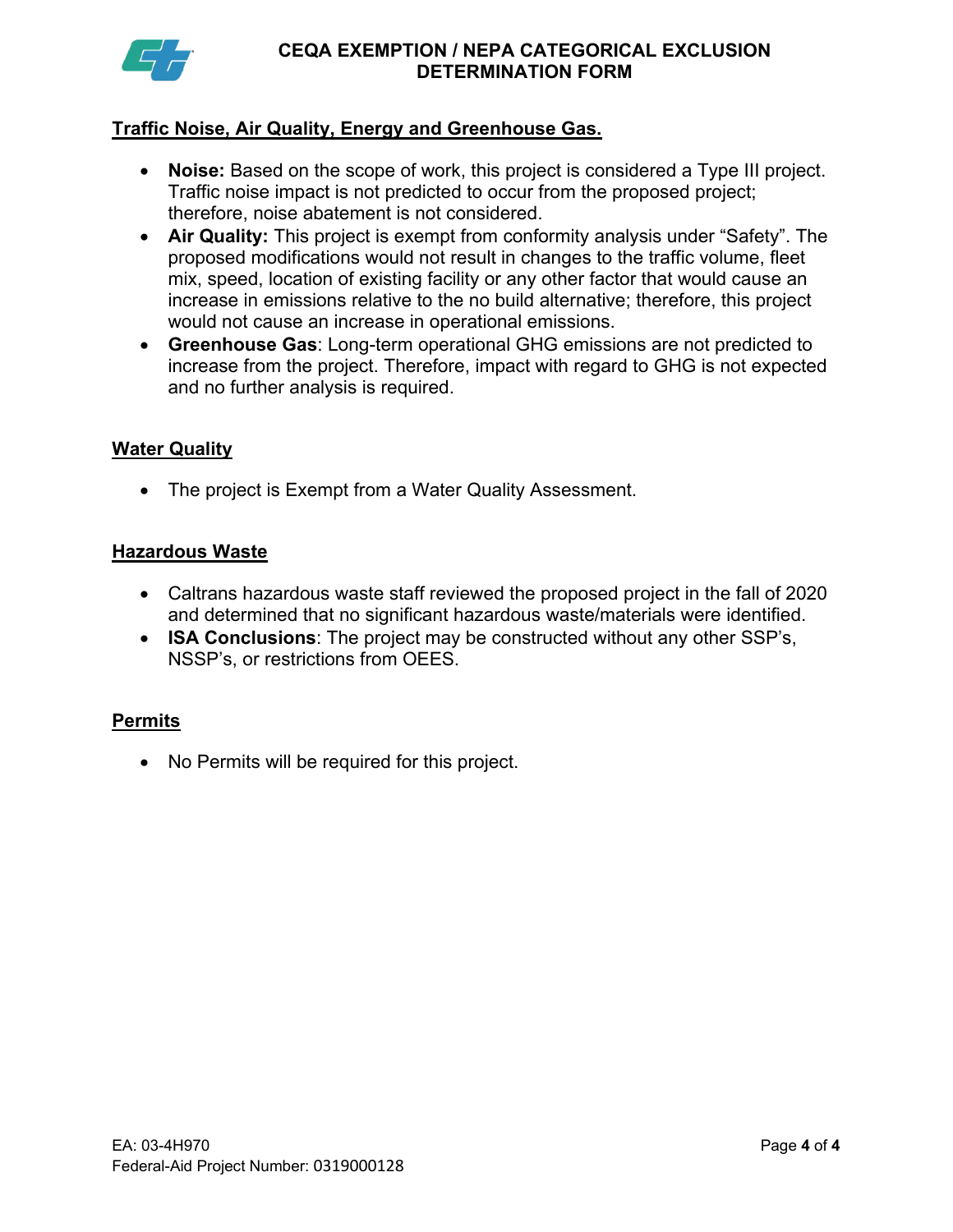## Traffic Noise, Air Quality, Energy and Greenhouse Gas.

- **Noise:** Based on the scope of work, this project is considered a Type III project. Traffic noise impact is not predicted to occur from the proposed project; therefore, noise abatement is not considered.
- **Air Quality:** This project is exempt from conformity analysis under "Safety". The proposed modifications would not result in changes to the traffic volume, fleet mix, speed, location of existing facility or any other factor that would cause an increase in emissions relative to the no build alternative; therefore, this project would not cause an increase in operational emissions.
- **Greenhouse Gas**: Long-term operational GHG emissions are not predicted to increase from the project. Therefore, impact with regard to GHG is not expected and no further analysis is required.

## Water Quality

- The project is Exempt from a Water Quality Assessment.

## Hazardous Waste

- Caltrans hazardous waste staff reviewed the proposed project in the fall of 2020 and determined that no significant hazardous waste/materials were identified.
- **ISA Conclusions**: The project may be constructed without any other SSP's, NSSP's, or restrictions from OEES.

## Permits

- No Permits will be required for this project.